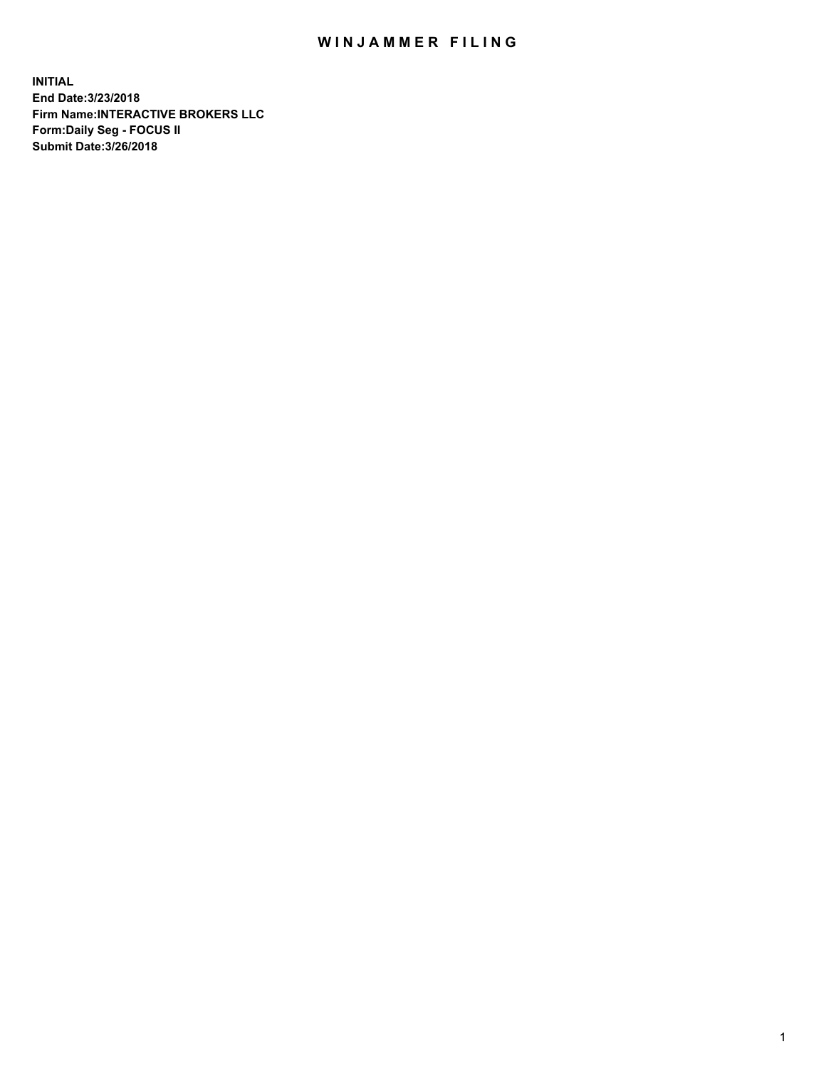# WINJAMMER FILING

**INITIAL**
**End Date:3/23/2018**
**Firm Name:INTERACTIVE BROKERS LLC**
**Form:Daily Seg - FOCUS II**
**Submit Date:3/26/2018**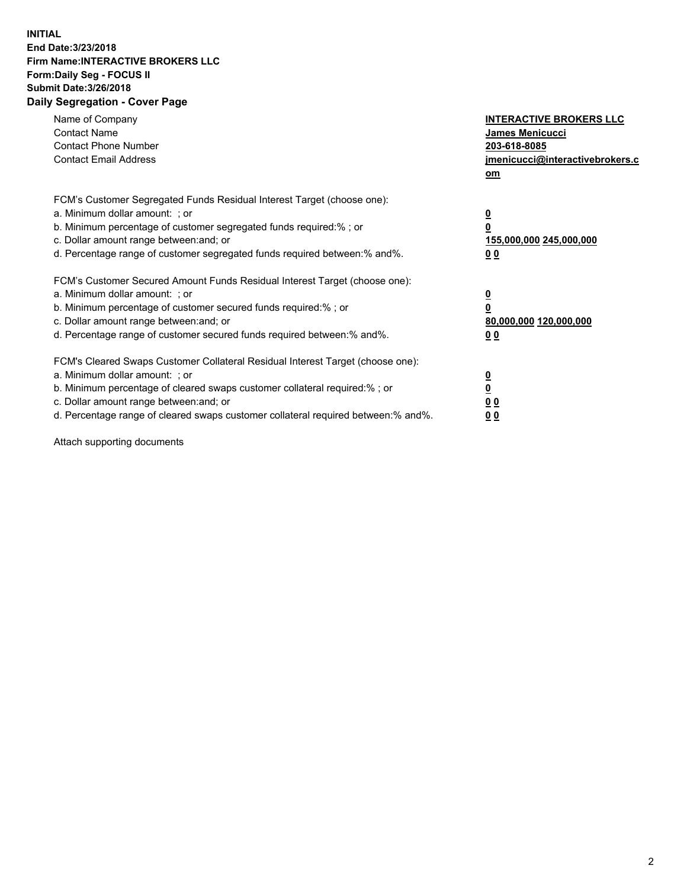**INITIAL**
**End Date:3/23/2018**
**Firm Name:INTERACTIVE BROKERS LLC**
**Form:Daily Seg - FOCUS II**
**Submit Date:3/26/2018**
**Daily Segregation - Cover Page**

| | |
|---|---|
| Name of Company | **INTERACTIVE BROKERS LLC** |
| Contact Name | **James Menicucci** |
| Contact Phone Number | **203-618-8085** |
| Contact Email Address | **jmenicucci@interactivebrokers.com** |

FCM's Customer Segregated Funds Residual Interest Target (choose one):

| | |
|---|---|
| a. Minimum dollar amount: ; or | **0** |
| b. Minimum percentage of customer segregated funds required:% ; or | **0** |
| c. Dollar amount range between:and; or | **155,000,000 245,000,000** |
| d. Percentage range of customer segregated funds required between:% and%. | **0 0** |

FCM's Customer Secured Amount Funds Residual Interest Target (choose one):

| | |
|---|---|
| a. Minimum dollar amount: ; or | **0** |
| b. Minimum percentage of customer secured funds required:% ; or | **0** |
| c. Dollar amount range between:and; or | **80,000,000 120,000,000** |
| d. Percentage range of customer secured funds required between:% and%. | **0 0** |

FCM's Cleared Swaps Customer Collateral Residual Interest Target (choose one):

| | |
|---|---|
| a. Minimum dollar amount: ; or | **0** |
| b. Minimum percentage of cleared swaps customer collateral required:% ; or | **0** |
| c. Dollar amount range between:and; or | **0 0** |
| d. Percentage range of cleared swaps customer collateral required between:% and%. | **0 0** |

Attach supporting documents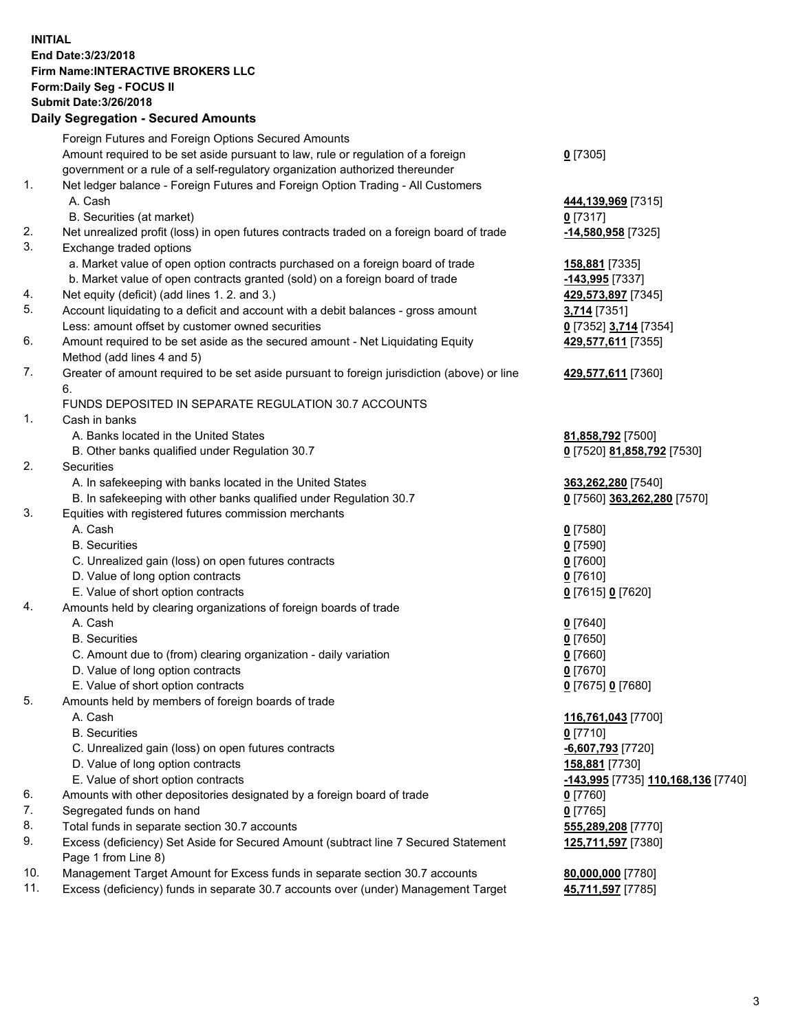**INITIAL**
**End Date:3/23/2018**
**Firm Name:INTERACTIVE BROKERS LLC**
**Form:Daily Seg - FOCUS II**
**Submit Date:3/26/2018**
**Daily Segregation - Secured Amounts**

| | | |
|---|---|---|
| | Foreign Futures and Foreign Options Secured Amounts | |
| | Amount required to be set aside pursuant to law, rule or regulation of a foreign government or a rule of a self-regulatory organization authorized thereunder | **0** [7305] |
| 1. | Net ledger balance - Foreign Futures and Foreign Option Trading - All Customers | |
| | A. Cash | **444,139,969** [7315] |
| | B. Securities (at market) | **0** [7317] |
| 2. | Net unrealized profit (loss) in open futures contracts traded on a foreign board of trade | **-14,580,958** [7325] |
| 3. | Exchange traded options | |
| | a. Market value of open option contracts purchased on a foreign board of trade | **158,881** [7335] |
| | b. Market value of open contracts granted (sold) on a foreign board of trade | **-143,995** [7337] |
| 4. | Net equity (deficit) (add lines 1. 2. and 3.) | **429,573,897** [7345] |
| 5. | Account liquidating to a deficit and account with a debit balances - gross amount | **3,714** [7351] |
| | Less: amount offset by customer owned securities | **0** [7352] **3,714** [7354] |
| 6. | Amount required to be set aside as the secured amount - Net Liquidating Equity Method (add lines 4 and 5) | **429,577,611** [7355] |
| 7. | Greater of amount required to be set aside pursuant to foreign jurisdiction (above) or line 6. | **429,577,611** [7360] |
| | FUNDS DEPOSITED IN SEPARATE REGULATION 30.7 ACCOUNTS | |
| 1. | Cash in banks | |
| | A. Banks located in the United States | **81,858,792** [7500] |
| | B. Other banks qualified under Regulation 30.7 | **0** [7520] **81,858,792** [7530] |
| 2. | Securities | |
| | A. In safekeeping with banks located in the United States | **363,262,280** [7540] |
| | B. In safekeeping with other banks qualified under Regulation 30.7 | **0** [7560] **363,262,280** [7570] |
| 3. | Equities with registered futures commission merchants | |
| | A. Cash | **0** [7580] |
| | B. Securities | **0** [7590] |
| | C. Unrealized gain (loss) on open futures contracts | **0** [7600] |
| | D. Value of long option contracts | **0** [7610] |
| | E. Value of short option contracts | **0** [7615] **0** [7620] |
| 4. | Amounts held by clearing organizations of foreign boards of trade | |
| | A. Cash | **0** [7640] |
| | B. Securities | **0** [7650] |
| | C. Amount due to (from) clearing organization - daily variation | **0** [7660] |
| | D. Value of long option contracts | **0** [7670] |
| | E. Value of short option contracts | **0** [7675] **0** [7680] |
| 5. | Amounts held by members of foreign boards of trade | |
| | A. Cash | **116,761,043** [7700] |
| | B. Securities | **0** [7710] |
| | C. Unrealized gain (loss) on open futures contracts | **-6,607,793** [7720] |
| | D. Value of long option contracts | **158,881** [7730] |
| | E. Value of short option contracts | **-143,995** [7735] **110,168,136** [7740] |
| 6. | Amounts with other depositories designated by a foreign board of trade | **0** [7760] |
| 7. | Segregated funds on hand | **0** [7765] |
| 8. | Total funds in separate section 30.7 accounts | **555,289,208** [7770] |
| 9. | Excess (deficiency) Set Aside for Secured Amount (subtract line 7 Secured Statement Page 1 from Line 8) | **125,711,597** [7380] |
| 10. | Management Target Amount for Excess funds in separate section 30.7 accounts | **80,000,000** [7780] |
| 11. | Excess (deficiency) funds in separate 30.7 accounts over (under) Management Target | **45,711,597** [7785] |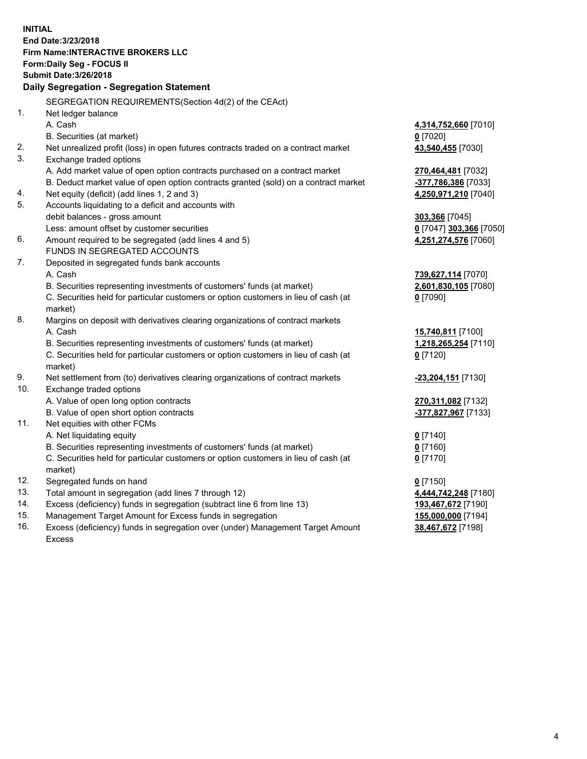**INITIAL**
**End Date:3/23/2018**
**Firm Name:INTERACTIVE BROKERS LLC**
**Form:Daily Seg - FOCUS II**
**Submit Date:3/26/2018**

**Daily Segregation - Segregation Statement**

| | | |
|---|---|---|
| | SEGREGATION REQUIREMENTS(Section 4d(2) of the CEAct) | |
| 1. | Net ledger balance | |
| | A. Cash | **4,314,752,660** [7010] |
| | B. Securities (at market) | **0** [7020] |
| 2. | Net unrealized profit (loss) in open futures contracts traded on a contract market | **43,540,455** [7030] |
| 3. | Exchange traded options | |
| | A. Add market value of open option contracts purchased on a contract market | **270,464,481** [7032] |
| | B. Deduct market value of open option contracts granted (sold) on a contract market | **-377,786,386** [7033] |
| 4. | Net equity (deficit) (add lines 1, 2 and 3) | **4,250,971,210** [7040] |
| 5. | Accounts liquidating to a deficit and accounts with debit balances - gross amount | **303,366** [7045] |
| | Less: amount offset by customer securities | **0** [7047] **303,366** [7050] |
| 6. | Amount required to be segregated (add lines 4 and 5) | **4,251,274,576** [7060] |
| | FUNDS IN SEGREGATED ACCOUNTS | |
| 7. | Deposited in segregated funds bank accounts | |
| | A. Cash | **739,627,114** [7070] |
| | B. Securities representing investments of customers' funds (at market) | **2,601,830,105** [7080] |
| | C. Securities held for particular customers or option customers in lieu of cash (at market) | **0** [7090] |
| 8. | Margins on deposit with derivatives clearing organizations of contract markets | |
| | A. Cash | **15,740,811** [7100] |
| | B. Securities representing investments of customers' funds (at market) | **1,218,265,254** [7110] |
| | C. Securities held for particular customers or option customers in lieu of cash (at market) | **0** [7120] |
| 9. | Net settlement from (to) derivatives clearing organizations of contract markets | **-23,204,151** [7130] |
| 10. | Exchange traded options | |
| | A. Value of open long option contracts | **270,311,082** [7132] |
| | B. Value of open short option contracts | **-377,827,967** [7133] |
| 11. | Net equities with other FCMs | |
| | A. Net liquidating equity | **0** [7140] |
| | B. Securities representing investments of customers' funds (at market) | **0** [7160] |
| | C. Securities held for particular customers or option customers in lieu of cash (at market) | **0** [7170] |
| 12. | Segregated funds on hand | **0** [7150] |
| 13. | Total amount in segregation (add lines 7 through 12) | **4,444,742,248** [7180] |
| 14. | Excess (deficiency) funds in segregation (subtract line 6 from line 13) | **193,467,672** [7190] |
| 15. | Management Target Amount for Excess funds in segregation | **155,000,000** [7194] |
| 16. | Excess (deficiency) funds in segregation over (under) Management Target Amount Excess | **38,467,672** [7198] |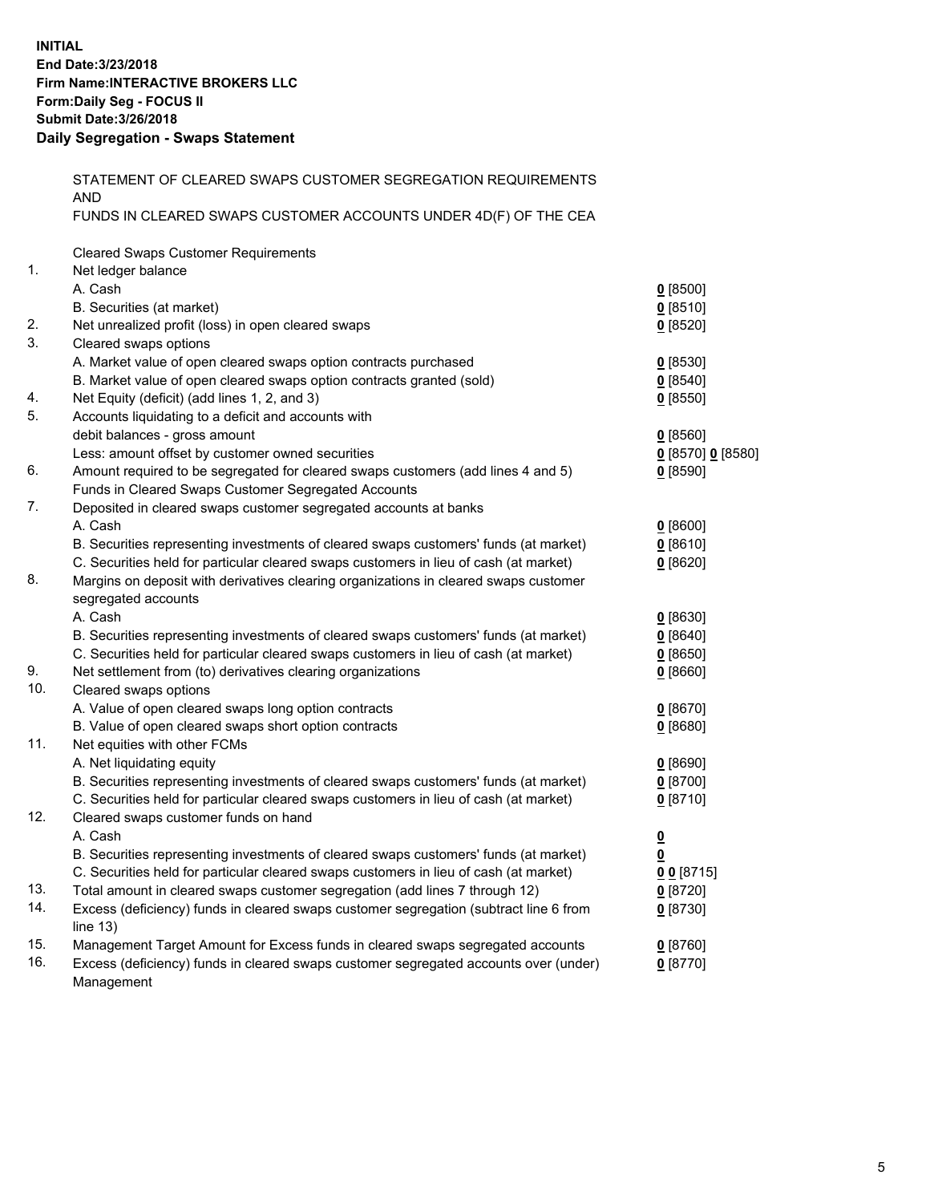**INITIAL**
**End Date:3/23/2018**
**Firm Name:INTERACTIVE BROKERS LLC**
**Form:Daily Seg - FOCUS II**
**Submit Date:3/26/2018**
**Daily Segregation - Swaps Statement**

STATEMENT OF CLEARED SWAPS CUSTOMER SEGREGATION REQUIREMENTS AND FUNDS IN CLEARED SWAPS CUSTOMER ACCOUNTS UNDER 4D(F) OF THE CEA

| | | |
|---|---|---|
| | Cleared Swaps Customer Requirements | |
| 1. | Net ledger balance | |
| | A. Cash | 0 [8500] |
| | B. Securities (at market) | 0 [8510] |
| 2. | Net unrealized profit (loss) in open cleared swaps | 0 [8520] |
| 3. | Cleared swaps options | |
| | A. Market value of open cleared swaps option contracts purchased | 0 [8530] |
| | B. Market value of open cleared swaps option contracts granted (sold) | 0 [8540] |
| 4. | Net Equity (deficit) (add lines 1, 2, and 3) | 0 [8550] |
| 5. | Accounts liquidating to a deficit and accounts with debit balances - gross amount | 0 [8560] |
| | Less: amount offset by customer owned securities | 0 [8570] 0 [8580] |
| 6. | Amount required to be segregated for cleared swaps customers (add lines 4 and 5) | 0 [8590] |
| | Funds in Cleared Swaps Customer Segregated Accounts | |
| 7. | Deposited in cleared swaps customer segregated accounts at banks | |
| | A. Cash | 0 [8600] |
| | B. Securities representing investments of cleared swaps customers' funds (at market) | 0 [8610] |
| | C. Securities held for particular cleared swaps customers in lieu of cash (at market) | 0 [8620] |
| 8. | Margins on deposit with derivatives clearing organizations in cleared swaps customer segregated accounts | |
| | A. Cash | 0 [8630] |
| | B. Securities representing investments of cleared swaps customers' funds (at market) | 0 [8640] |
| | C. Securities held for particular cleared swaps customers in lieu of cash (at market) | 0 [8650] |
| 9. | Net settlement from (to) derivatives clearing organizations | 0 [8660] |
| 10. | Cleared swaps options | |
| | A. Value of open cleared swaps long option contracts | 0 [8670] |
| | B. Value of open cleared swaps short option contracts | 0 [8680] |
| 11. | Net equities with other FCMs | |
| | A. Net liquidating equity | 0 [8690] |
| | B. Securities representing investments of cleared swaps customers' funds (at market) | 0 [8700] |
| | C. Securities held for particular cleared swaps customers in lieu of cash (at market) | 0 [8710] |
| 12. | Cleared swaps customer funds on hand | |
| | A. Cash | 0 |
| | B. Securities representing investments of cleared swaps customers' funds (at market) | 0 |
| | C. Securities held for particular cleared swaps customers in lieu of cash (at market) | 0 0 [8715] |
| 13. | Total amount in cleared swaps customer segregation (add lines 7 through 12) | 0 [8720] |
| 14. | Excess (deficiency) funds in cleared swaps customer segregation (subtract line 6 from line 13) | 0 [8730] |
| 15. | Management Target Amount for Excess funds in cleared swaps segregated accounts | 0 [8760] |
| 16. | Excess (deficiency) funds in cleared swaps customer segregated accounts over (under) Management | 0 [8770] |